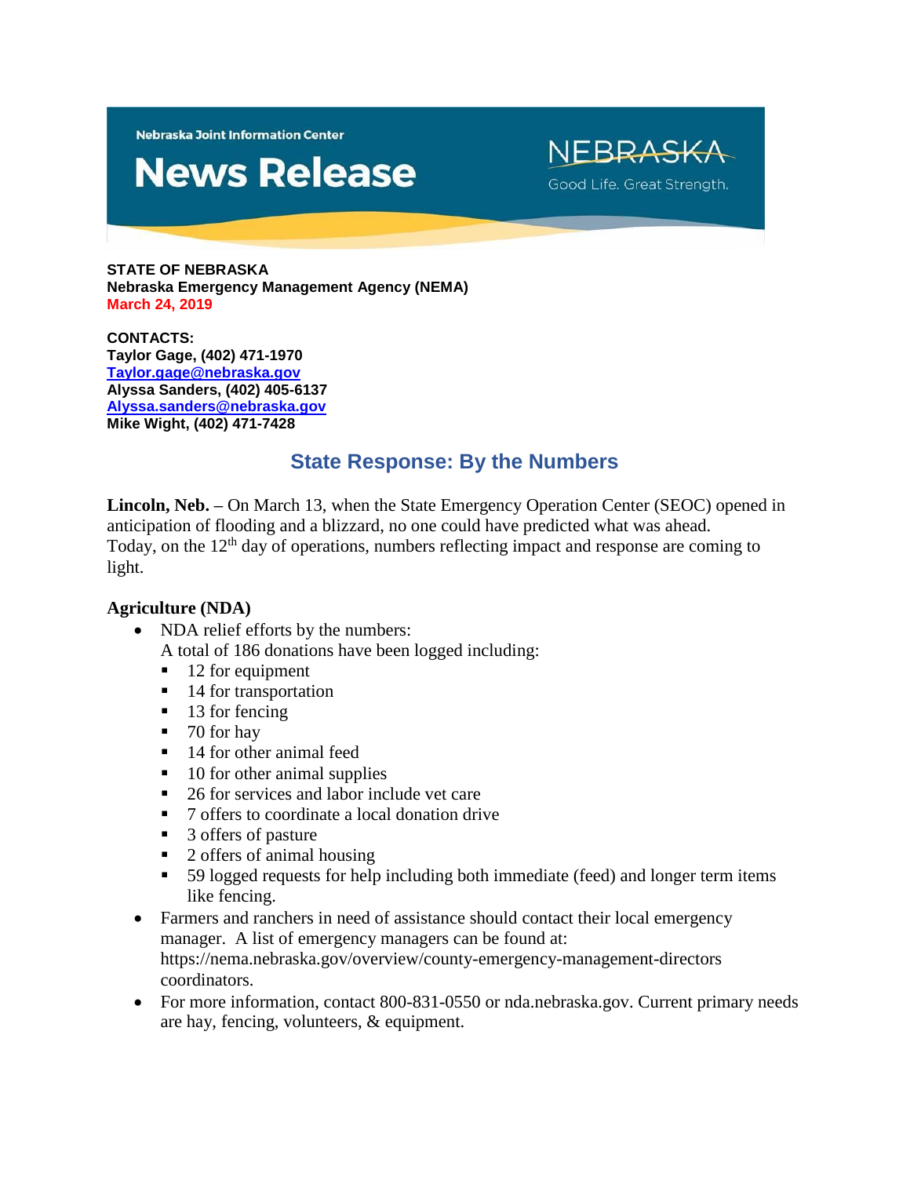Nebraska Joint Information Center

# News Release

NEBRASKA
Good Life. Great Strength.

**STATE OF NEBRASKA**
**Nebraska Emergency Management Agency (NEMA)**
**March 24, 2019**

**CONTACTS:**
**Taylor Gage, (402) 471-1970**
**Taylor.gage@nebraska.gov**
**Alyssa Sanders, (402) 405-6137**
**Alyssa.sanders@nebraska.gov**
**Mike Wight, (402) 471-7428**

## State Response: By the Numbers

**Lincoln, Neb. –** On March 13, when the State Emergency Operation Center (SEOC) opened in anticipation of flooding and a blizzard, no one could have predicted what was ahead. Today, on the 12th day of operations, numbers reflecting impact and response are coming to light.

### Agriculture (NDA)

- NDA relief efforts by the numbers:
  A total of 186 donations have been logged including:
  - 12 for equipment
  - 14 for transportation
  - 13 for fencing
  - 70 for hay
  - 14 for other animal feed
  - 10 for other animal supplies
  - 26 for services and labor include vet care
  - 7 offers to coordinate a local donation drive
  - 3 offers of pasture
  - 2 offers of animal housing
  - 59 logged requests for help including both immediate (feed) and longer term items like fencing.
- Farmers and ranchers in need of assistance should contact their local emergency manager. A list of emergency managers can be found at: https://nema.nebraska.gov/overview/county-emergency-management-directors coordinators.
- For more information, contact 800-831-0550 or nda.nebraska.gov. Current primary needs are hay, fencing, volunteers, & equipment.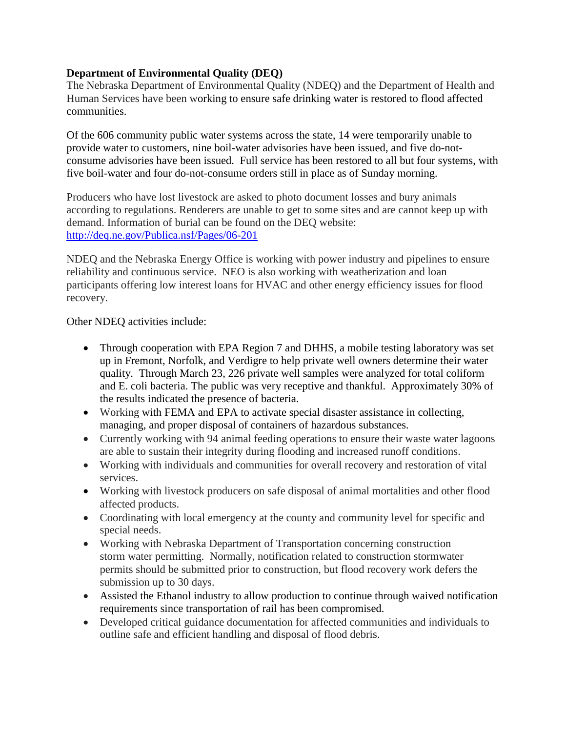**Department of Environmental Quality (DEQ)**

The Nebraska Department of Environmental Quality (NDEQ) and the Department of Health and Human Services have been working to ensure safe drinking water is restored to flood affected communities.

Of the 606 community public water systems across the state, 14 were temporarily unable to provide water to customers, nine boil-water advisories have been issued, and five do-not-consume advisories have been issued. Full service has been restored to all but four systems, with five boil-water and four do-not-consume orders still in place as of Sunday morning.

Producers who have lost livestock are asked to photo document losses and bury animals according to regulations. Renderers are unable to get to some sites and are cannot keep up with demand. Information of burial can be found on the DEQ website: [http://deq.ne.gov/Publica.nsf/Pages/06-201](http://deq.ne.gov/Publica.nsf/Pages/06-201)

NDEQ and the Nebraska Energy Office is working with power industry and pipelines to ensure reliability and continuous service. NEO is also working with weatherization and loan participants offering low interest loans for HVAC and other energy efficiency issues for flood recovery.

Other NDEQ activities include:

- Through cooperation with EPA Region 7 and DHHS, a mobile testing laboratory was set up in Fremont, Norfolk, and Verdigre to help private well owners determine their water quality. Through March 23, 226 private well samples were analyzed for total coliform and E. coli bacteria. The public was very receptive and thankful. Approximately 30% of the results indicated the presence of bacteria.
- Working with FEMA and EPA to activate special disaster assistance in collecting, managing, and proper disposal of containers of hazardous substances.
- Currently working with 94 animal feeding operations to ensure their waste water lagoons are able to sustain their integrity during flooding and increased runoff conditions.
- Working with individuals and communities for overall recovery and restoration of vital services.
- Working with livestock producers on safe disposal of animal mortalities and other flood affected products.
- Coordinating with local emergency at the county and community level for specific and special needs.
- Working with Nebraska Department of Transportation concerning construction storm water permitting. Normally, notification related to construction stormwater permits should be submitted prior to construction, but flood recovery work defers the submission up to 30 days.
- Assisted the Ethanol industry to allow production to continue through waived notification requirements since transportation of rail has been compromised.
- Developed critical guidance documentation for affected communities and individuals to outline safe and efficient handling and disposal of flood debris.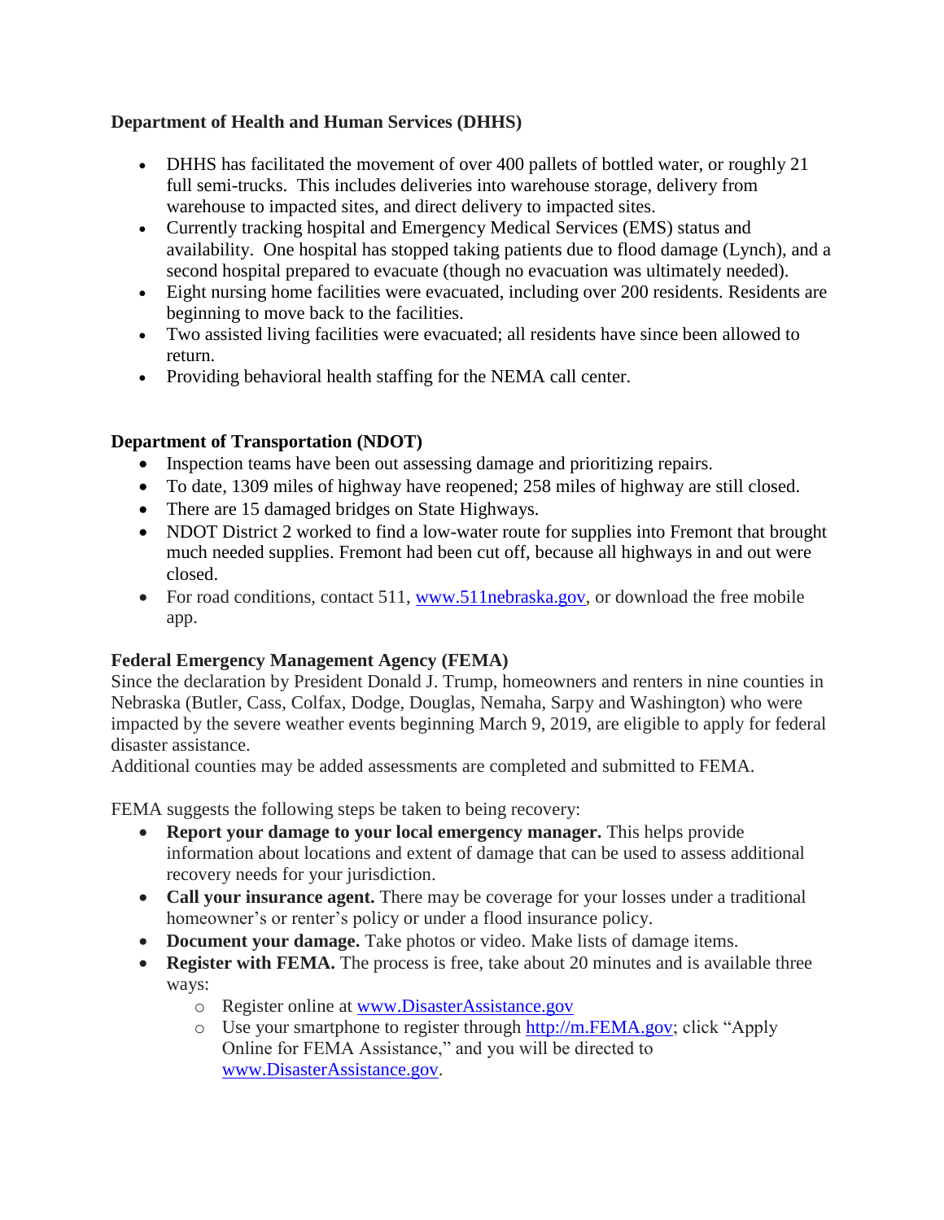**Department of Health and Human Services (DHHS)**

- DHHS has facilitated the movement of over 400 pallets of bottled water, or roughly 21 full semi-trucks. This includes deliveries into warehouse storage, delivery from warehouse to impacted sites, and direct delivery to impacted sites.
- Currently tracking hospital and Emergency Medical Services (EMS) status and availability. One hospital has stopped taking patients due to flood damage (Lynch), and a second hospital prepared to evacuate (though no evacuation was ultimately needed).
- Eight nursing home facilities were evacuated, including over 200 residents. Residents are beginning to move back to the facilities.
- Two assisted living facilities were evacuated; all residents have since been allowed to return.
- Providing behavioral health staffing for the NEMA call center.

**Department of Transportation (NDOT)**

- Inspection teams have been out assessing damage and prioritizing repairs.
- To date, 1309 miles of highway have reopened; 258 miles of highway are still closed.
- There are 15 damaged bridges on State Highways.
- NDOT District 2 worked to find a low-water route for supplies into Fremont that brought much needed supplies. Fremont had been cut off, because all highways in and out were closed.
- For road conditions, contact 511, [www.511nebraska.gov](http://www.511nebraska.gov), or download the free mobile app.

**Federal Emergency Management Agency (FEMA)**

Since the declaration by President Donald J. Trump, homeowners and renters in nine counties in Nebraska (Butler, Cass, Colfax, Dodge, Douglas, Nemaha, Sarpy and Washington) who were impacted by the severe weather events beginning March 9, 2019, are eligible to apply for federal disaster assistance.

Additional counties may be added assessments are completed and submitted to FEMA.

FEMA suggests the following steps be taken to being recovery:

- **Report your damage to your local emergency manager.** This helps provide information about locations and extent of damage that can be used to assess additional recovery needs for your jurisdiction.
- **Call your insurance agent.** There may be coverage for your losses under a traditional homeowner's or renter's policy or under a flood insurance policy.
- **Document your damage.** Take photos or video. Make lists of damage items.
- **Register with FEMA.** The process is free, take about 20 minutes and is available three ways:
  - Register online at [www.DisasterAssistance.gov](http://www.DisasterAssistance.gov)
  - Use your smartphone to register through [http://m.FEMA.gov](http://m.FEMA.gov); click "Apply Online for FEMA Assistance," and you will be directed to [www.DisasterAssistance.gov](http://www.DisasterAssistance.gov).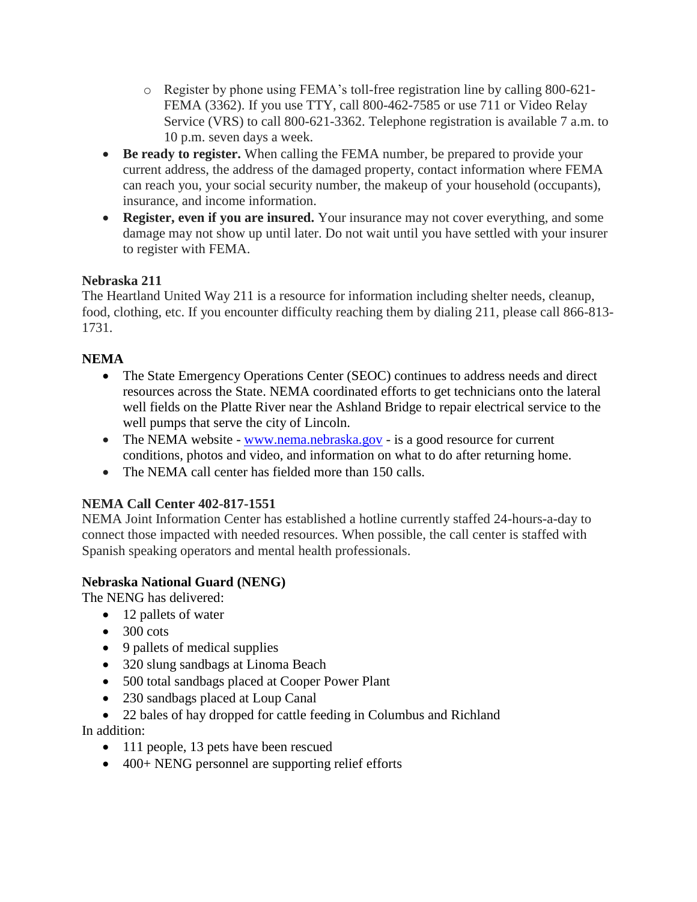- Register by phone using FEMA's toll-free registration line by calling 800-621-FEMA (3362). If you use TTY, call 800-462-7585 or use 711 or Video Relay Service (VRS) to call 800-621-3362. Telephone registration is available 7 a.m. to 10 p.m. seven days a week.
- **Be ready to register.** When calling the FEMA number, be prepared to provide your current address, the address of the damaged property, contact information where FEMA can reach you, your social security number, the makeup of your household (occupants), insurance, and income information.
- **Register, even if you are insured.** Your insurance may not cover everything, and some damage may not show up until later. Do not wait until you have settled with your insurer to register with FEMA.

**Nebraska 211**

The Heartland United Way 211 is a resource for information including shelter needs, cleanup, food, clothing, etc. If you encounter difficulty reaching them by dialing 211, please call 866-813-1731.

**NEMA**

- The State Emergency Operations Center (SEOC) continues to address needs and direct resources across the State. NEMA coordinated efforts to get technicians onto the lateral well fields on the Platte River near the Ashland Bridge to repair electrical service to the well pumps that serve the city of Lincoln.
- The NEMA website - [www.nema.nebraska.gov](http://www.nema.nebraska.gov) - is a good resource for current conditions, photos and video, and information on what to do after returning home.
- The NEMA call center has fielded more than 150 calls.

**NEMA Call Center 402-817-1551**

NEMA Joint Information Center has established a hotline currently staffed 24-hours-a-day to connect those impacted with needed resources. When possible, the call center is staffed with Spanish speaking operators and mental health professionals.

**Nebraska National Guard (NENG)**

The NENG has delivered:

- 12 pallets of water
- 300 cots
- 9 pallets of medical supplies
- 320 slung sandbags at Linoma Beach
- 500 total sandbags placed at Cooper Power Plant
- 230 sandbags placed at Loup Canal
- 22 bales of hay dropped for cattle feeding in Columbus and Richland

In addition:

- 111 people, 13 pets have been rescued
- 400+ NENG personnel are supporting relief efforts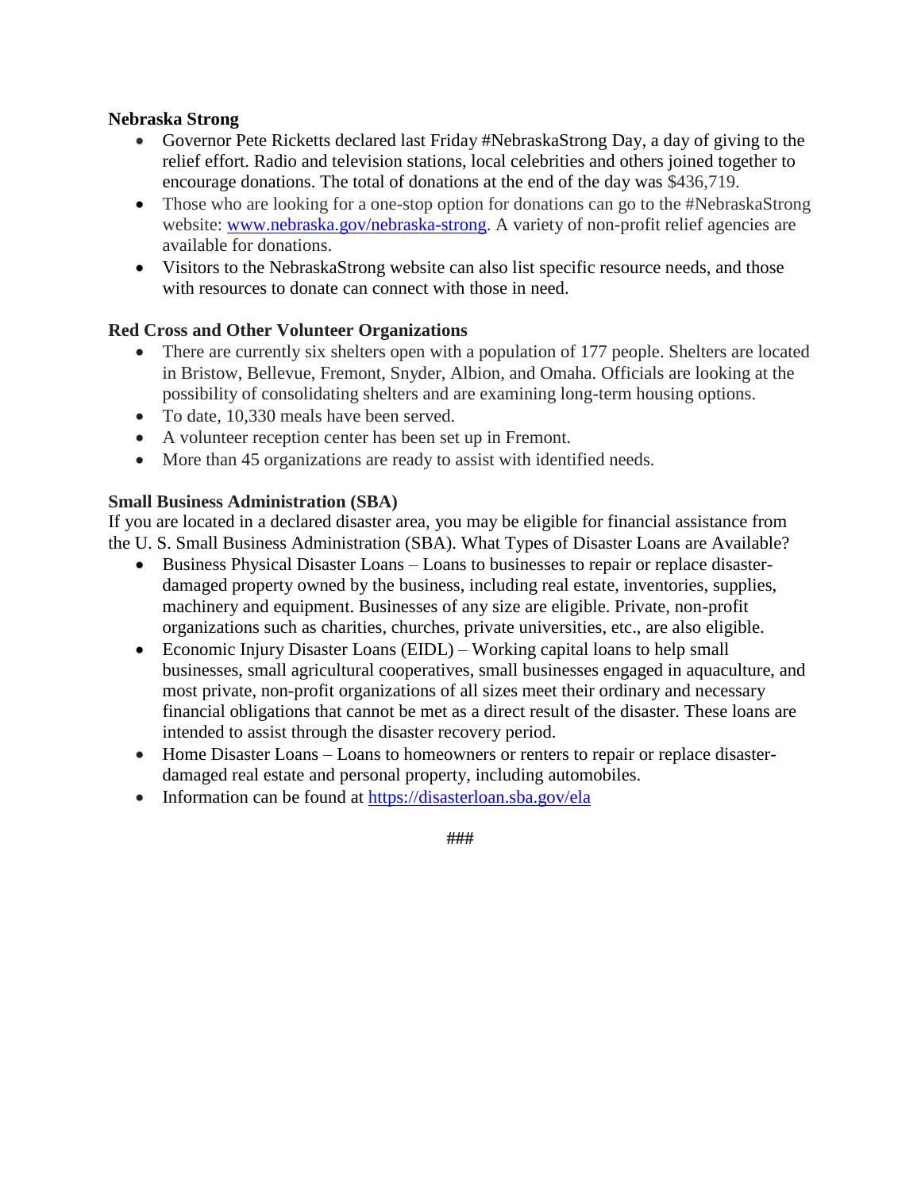**Nebraska Strong**

- Governor Pete Ricketts declared last Friday #NebraskaStrong Day, a day of giving to the relief effort. Radio and television stations, local celebrities and others joined together to encourage donations. The total of donations at the end of the day was $436,719.
- Those who are looking for a one-stop option for donations can go to the #NebraskaStrong website: [www.nebraska.gov/nebraska-strong](www.nebraska.gov/nebraska-strong). A variety of non-profit relief agencies are available for donations.
- Visitors to the NebraskaStrong website can also list specific resource needs, and those with resources to donate can connect with those in need.

**Red Cross and Other Volunteer Organizations**

- There are currently six shelters open with a population of 177 people. Shelters are located in Bristow, Bellevue, Fremont, Snyder, Albion, and Omaha. Officials are looking at the possibility of consolidating shelters and are examining long-term housing options.
- To date, 10,330 meals have been served.
- A volunteer reception center has been set up in Fremont.
- More than 45 organizations are ready to assist with identified needs.

**Small Business Administration (SBA)**

If you are located in a declared disaster area, you may be eligible for financial assistance from the U. S. Small Business Administration (SBA). What Types of Disaster Loans are Available?

- Business Physical Disaster Loans – Loans to businesses to repair or replace disaster-damaged property owned by the business, including real estate, inventories, supplies, machinery and equipment. Businesses of any size are eligible. Private, non-profit organizations such as charities, churches, private universities, etc., are also eligible.
- Economic Injury Disaster Loans (EIDL) – Working capital loans to help small businesses, small agricultural cooperatives, small businesses engaged in aquaculture, and most private, non-profit organizations of all sizes meet their ordinary and necessary financial obligations that cannot be met as a direct result of the disaster. These loans are intended to assist through the disaster recovery period.
- Home Disaster Loans – Loans to homeowners or renters to repair or replace disaster-damaged real estate and personal property, including automobiles.
- Information can be found at [https://disasterloan.sba.gov/ela](https://disasterloan.sba.gov/ela)

###